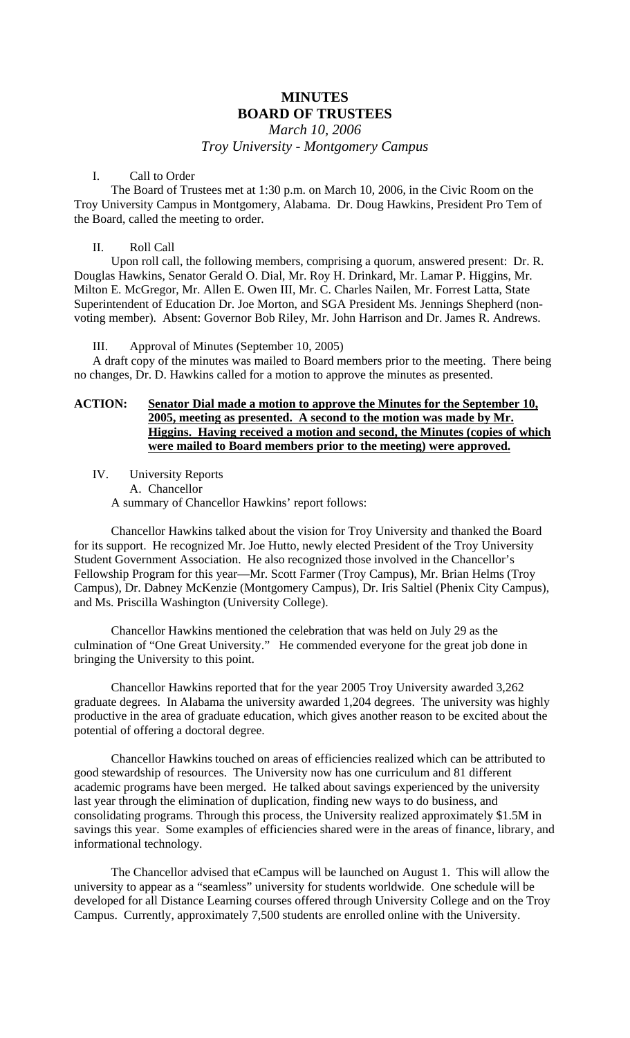# MINUTES
# BOARD OF TRUSTEES

*March 10, 2006*
*Troy University - Montgomery Campus*

I. Call to Order

The Board of Trustees met at 1:30 p.m. on March 10, 2006, in the Civic Room on the Troy University Campus in Montgomery, Alabama. Dr. Doug Hawkins, President Pro Tem of the Board, called the meeting to order.

II. Roll Call

Upon roll call, the following members, comprising a quorum, answered present: Dr. R. Douglas Hawkins, Senator Gerald O. Dial, Mr. Roy H. Drinkard, Mr. Lamar P. Higgins, Mr. Milton E. McGregor, Mr. Allen E. Owen III, Mr. C. Charles Nailen, Mr. Forrest Latta, State Superintendent of Education Dr. Joe Morton, and SGA President Ms. Jennings Shepherd (non-voting member). Absent: Governor Bob Riley, Mr. John Harrison and Dr. James R. Andrews.

III. Approval of Minutes (September 10, 2005)

A draft copy of the minutes was mailed to Board members prior to the meeting. There being no changes, Dr. D. Hawkins called for a motion to approve the minutes as presented.

**ACTION: Senator Dial made a motion to approve the Minutes for the September 10, 2005, meeting as presented. A second to the motion was made by Mr. Higgins. Having received a motion and second, the Minutes (copies of which were mailed to Board members prior to the meeting) were approved.**

IV. University Reports

A. Chancellor

A summary of Chancellor Hawkins' report follows:

Chancellor Hawkins talked about the vision for Troy University and thanked the Board for its support. He recognized Mr. Joe Hutto, newly elected President of the Troy University Student Government Association. He also recognized those involved in the Chancellor's Fellowship Program for this year—Mr. Scott Farmer (Troy Campus), Mr. Brian Helms (Troy Campus), Dr. Dabney McKenzie (Montgomery Campus), Dr. Iris Saltiel (Phenix City Campus), and Ms. Priscilla Washington (University College).

Chancellor Hawkins mentioned the celebration that was held on July 29 as the culmination of "One Great University." He commended everyone for the great job done in bringing the University to this point.

Chancellor Hawkins reported that for the year 2005 Troy University awarded 3,262 graduate degrees. In Alabama the university awarded 1,204 degrees. The university was highly productive in the area of graduate education, which gives another reason to be excited about the potential of offering a doctoral degree.

Chancellor Hawkins touched on areas of efficiencies realized which can be attributed to good stewardship of resources. The University now has one curriculum and 81 different academic programs have been merged. He talked about savings experienced by the university last year through the elimination of duplication, finding new ways to do business, and consolidating programs. Through this process, the University realized approximately $1.5M in savings this year. Some examples of efficiencies shared were in the areas of finance, library, and informational technology.

The Chancellor advised that eCampus will be launched on August 1. This will allow the university to appear as a "seamless" university for students worldwide. One schedule will be developed for all Distance Learning courses offered through University College and on the Troy Campus. Currently, approximately 7,500 students are enrolled online with the University.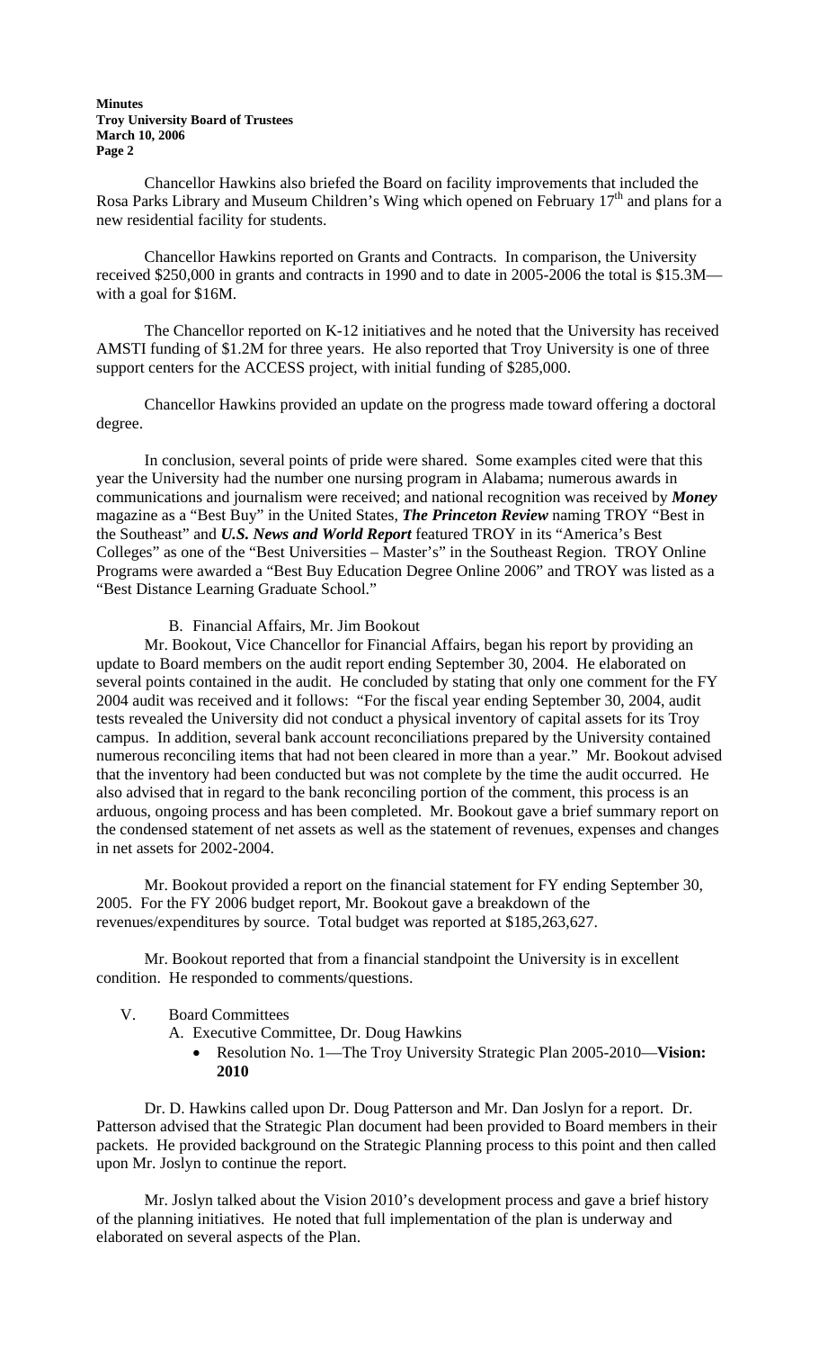Chancellor Hawkins also briefed the Board on facility improvements that included the Rosa Parks Library and Museum Children's Wing which opened on February 17th and plans for a new residential facility for students.

Chancellor Hawkins reported on Grants and Contracts. In comparison, the University received $250,000 in grants and contracts in 1990 and to date in 2005-2006 the total is $15.3M—with a goal for $16M.

The Chancellor reported on K-12 initiatives and he noted that the University has received AMSTI funding of $1.2M for three years. He also reported that Troy University is one of three support centers for the ACCESS project, with initial funding of $285,000.

Chancellor Hawkins provided an update on the progress made toward offering a doctoral degree.

In conclusion, several points of pride were shared. Some examples cited were that this year the University had the number one nursing program in Alabama; numerous awards in communications and journalism were received; and national recognition was received by ***Money*** magazine as a "Best Buy" in the United States, ***The Princeton Review*** naming TROY "Best in the Southeast" and ***U.S. News and World Report*** featured TROY in its "America's Best Colleges" as one of the "Best Universities – Master's" in the Southeast Region. TROY Online Programs were awarded a "Best Buy Education Degree Online 2006" and TROY was listed as a "Best Distance Learning Graduate School."

B. Financial Affairs, Mr. Jim Bookout

Mr. Bookout, Vice Chancellor for Financial Affairs, began his report by providing an update to Board members on the audit report ending September 30, 2004. He elaborated on several points contained in the audit. He concluded by stating that only one comment for the FY 2004 audit was received and it follows: "For the fiscal year ending September 30, 2004, audit tests revealed the University did not conduct a physical inventory of capital assets for its Troy campus. In addition, several bank account reconciliations prepared by the University contained numerous reconciling items that had not been cleared in more than a year." Mr. Bookout advised that the inventory had been conducted but was not complete by the time the audit occurred. He also advised that in regard to the bank reconciling portion of the comment, this process is an arduous, ongoing process and has been completed. Mr. Bookout gave a brief summary report on the condensed statement of net assets as well as the statement of revenues, expenses and changes in net assets for 2002-2004.

Mr. Bookout provided a report on the financial statement for FY ending September 30, 2005. For the FY 2006 budget report, Mr. Bookout gave a breakdown of the revenues/expenditures by source. Total budget was reported at $185,263,627.

Mr. Bookout reported that from a financial standpoint the University is in excellent condition. He responded to comments/questions.

V. Board Committees

A. Executive Committee, Dr. Doug Hawkins

- Resolution No. 1—The Troy University Strategic Plan 2005-2010—**Vision: 2010**

Dr. D. Hawkins called upon Dr. Doug Patterson and Mr. Dan Joslyn for a report. Dr. Patterson advised that the Strategic Plan document had been provided to Board members in their packets. He provided background on the Strategic Planning process to this point and then called upon Mr. Joslyn to continue the report.

Mr. Joslyn talked about the Vision 2010's development process and gave a brief history of the planning initiatives. He noted that full implementation of the plan is underway and elaborated on several aspects of the Plan.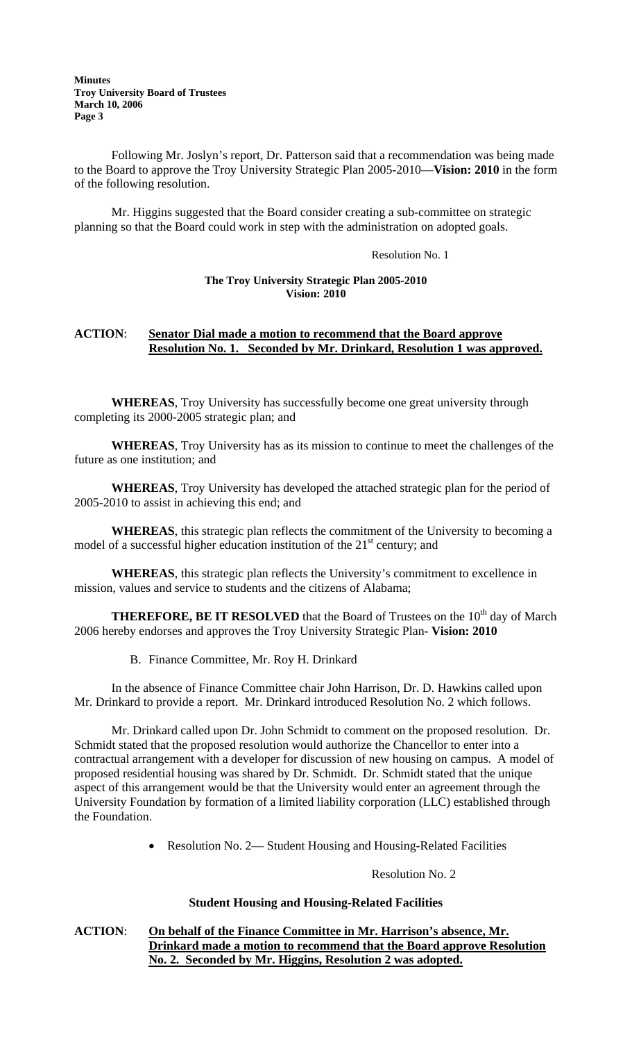Following Mr. Joslyn's report, Dr. Patterson said that a recommendation was being made to the Board to approve the Troy University Strategic Plan 2005-2010—**Vision: 2010** in the form of the following resolution.

Mr. Higgins suggested that the Board consider creating a sub-committee on strategic planning so that the Board could work in step with the administration on adopted goals.

Resolution No. 1

**The Troy University Strategic Plan 2005-2010**
**Vision: 2010**

**ACTION**: **Senator Dial made a motion to recommend that the Board approve Resolution No. 1. Seconded by Mr. Drinkard, Resolution 1 was approved.**

**WHEREAS**, Troy University has successfully become one great university through completing its 2000-2005 strategic plan; and

**WHEREAS**, Troy University has as its mission to continue to meet the challenges of the future as one institution; and

**WHEREAS**, Troy University has developed the attached strategic plan for the period of 2005-2010 to assist in achieving this end; and

**WHEREAS**, this strategic plan reflects the commitment of the University to becoming a model of a successful higher education institution of the 21st century; and

**WHEREAS**, this strategic plan reflects the University's commitment to excellence in mission, values and service to students and the citizens of Alabama;

**THEREFORE, BE IT RESOLVED** that the Board of Trustees on the 10th day of March 2006 hereby endorses and approves the Troy University Strategic Plan- **Vision: 2010**

B. Finance Committee, Mr. Roy H. Drinkard

In the absence of Finance Committee chair John Harrison, Dr. D. Hawkins called upon Mr. Drinkard to provide a report. Mr. Drinkard introduced Resolution No. 2 which follows.

Mr. Drinkard called upon Dr. John Schmidt to comment on the proposed resolution. Dr. Schmidt stated that the proposed resolution would authorize the Chancellor to enter into a contractual arrangement with a developer for discussion of new housing on campus. A model of proposed residential housing was shared by Dr. Schmidt. Dr. Schmidt stated that the unique aspect of this arrangement would be that the University would enter an agreement through the University Foundation by formation of a limited liability corporation (LLC) established through the Foundation.

- Resolution No. 2— Student Housing and Housing-Related Facilities

Resolution No. 2

**Student Housing and Housing-Related Facilities**

**ACTION**: **On behalf of the Finance Committee in Mr. Harrison's absence, Mr. Drinkard made a motion to recommend that the Board approve Resolution No. 2. Seconded by Mr. Higgins, Resolution 2 was adopted.**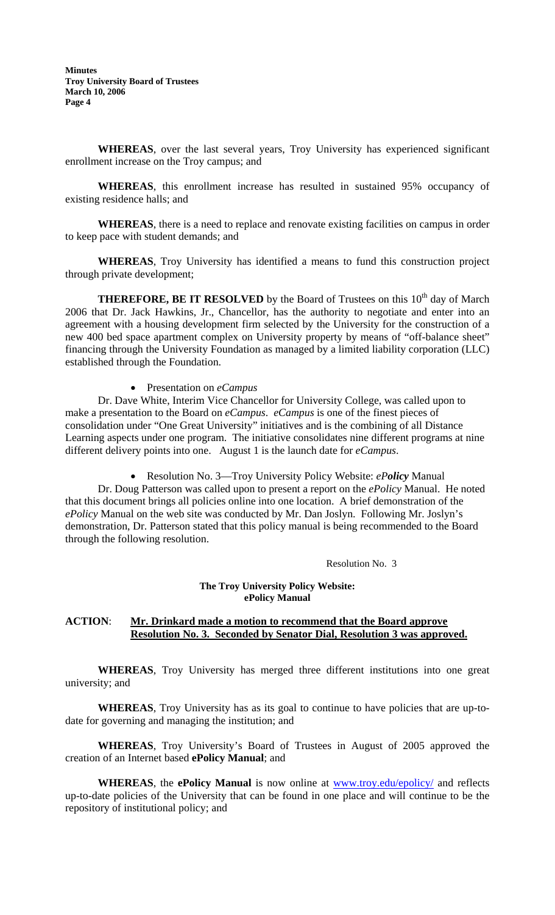**WHEREAS**, over the last several years, Troy University has experienced significant enrollment increase on the Troy campus; and

**WHEREAS**, this enrollment increase has resulted in sustained 95% occupancy of existing residence halls; and

**WHEREAS**, there is a need to replace and renovate existing facilities on campus in order to keep pace with student demands; and

**WHEREAS**, Troy University has identified a means to fund this construction project through private development;

**THEREFORE, BE IT RESOLVED** by the Board of Trustees on this 10th day of March 2006 that Dr. Jack Hawkins, Jr., Chancellor, has the authority to negotiate and enter into an agreement with a housing development firm selected by the University for the construction of a new 400 bed space apartment complex on University property by means of "off-balance sheet" financing through the University Foundation as managed by a limited liability corporation (LLC) established through the Foundation.

- Presentation on *eCampus*

Dr. Dave White, Interim Vice Chancellor for University College, was called upon to make a presentation to the Board on *eCampus*. *eCampus* is one of the finest pieces of consolidation under "One Great University" initiatives and is the combining of all Distance Learning aspects under one program. The initiative consolidates nine different programs at nine different delivery points into one. August 1 is the launch date for *eCampus*.

- Resolution No. 3—Troy University Policy Website: *ePolicy* Manual

Dr. Doug Patterson was called upon to present a report on the *ePolicy* Manual. He noted that this document brings all policies online into one location. A brief demonstration of the *ePolicy* Manual on the web site was conducted by Mr. Dan Joslyn. Following Mr. Joslyn's demonstration, Dr. Patterson stated that this policy manual is being recommended to the Board through the following resolution.

Resolution No. 3

**The Troy University Policy Website:**
**ePolicy Manual**

**ACTION**: **Mr. Drinkard made a motion to recommend that the Board approve Resolution No. 3. Seconded by Senator Dial, Resolution 3 was approved.**

**WHEREAS**, Troy University has merged three different institutions into one great university; and

**WHEREAS**, Troy University has as its goal to continue to have policies that are up-to-date for governing and managing the institution; and

**WHEREAS**, Troy University's Board of Trustees in August of 2005 approved the creation of an Internet based **ePolicy Manual**; and

**WHEREAS**, the **ePolicy Manual** is now online at www.troy.edu/epolicy/ and reflects up-to-date policies of the University that can be found in one place and will continue to be the repository of institutional policy; and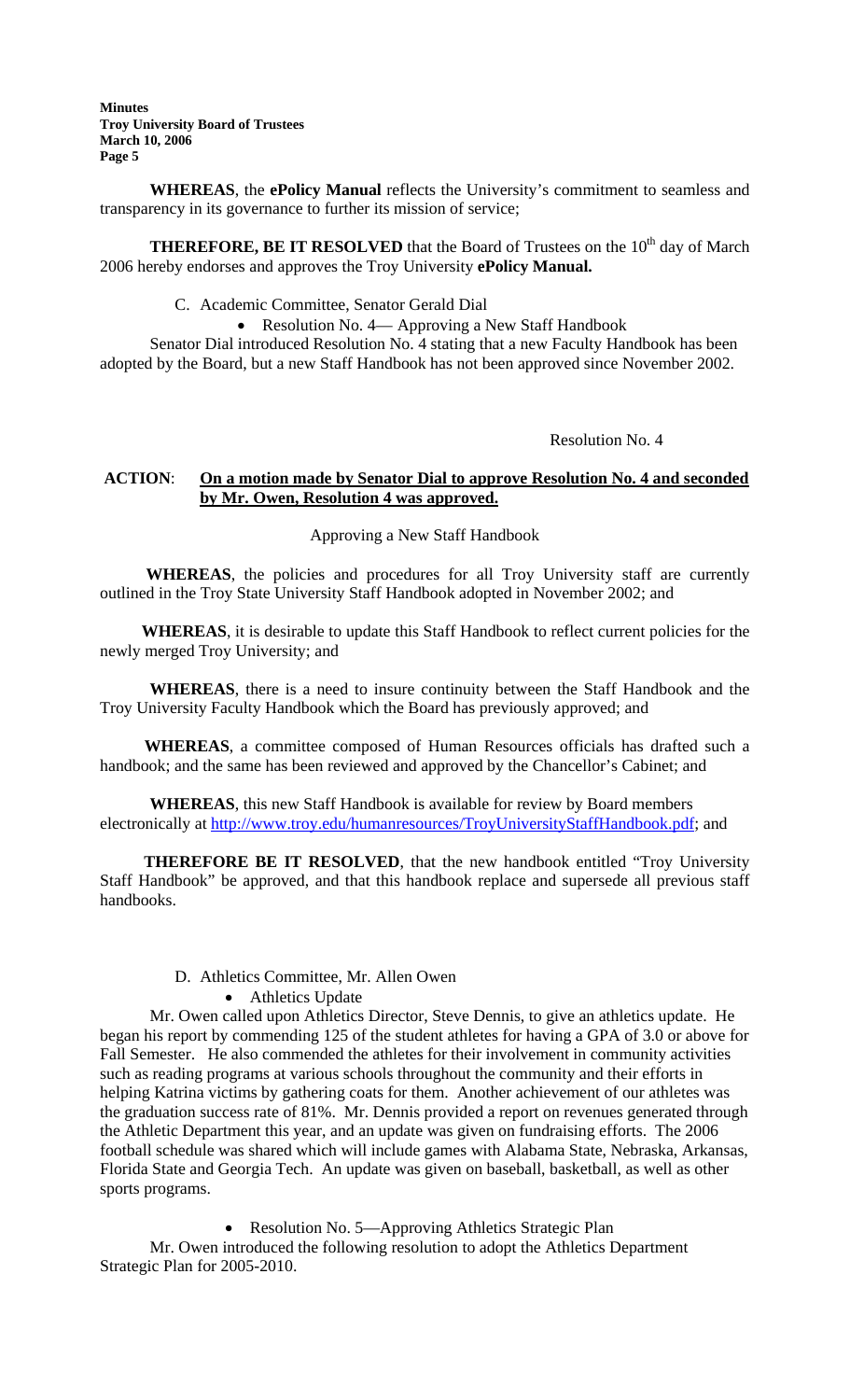**WHEREAS**, the **ePolicy Manual** reflects the University's commitment to seamless and transparency in its governance to further its mission of service;

**THEREFORE, BE IT RESOLVED** that the Board of Trustees on the 10th day of March 2006 hereby endorses and approves the Troy University **ePolicy Manual.**

C. Academic Committee, Senator Gerald Dial

- Resolution No. 4— Approving a New Staff Handbook

Senator Dial introduced Resolution No. 4 stating that a new Faculty Handbook has been adopted by the Board, but a new Staff Handbook has not been approved since November 2002.

Resolution No. 4

**ACTION**: **On a motion made by Senator Dial to approve Resolution No. 4 and seconded by Mr. Owen, Resolution 4 was approved.**

Approving a New Staff Handbook

**WHEREAS**, the policies and procedures for all Troy University staff are currently outlined in the Troy State University Staff Handbook adopted in November 2002; and

**WHEREAS**, it is desirable to update this Staff Handbook to reflect current policies for the newly merged Troy University; and

**WHEREAS**, there is a need to insure continuity between the Staff Handbook and the Troy University Faculty Handbook which the Board has previously approved; and

**WHEREAS**, a committee composed of Human Resources officials has drafted such a handbook; and the same has been reviewed and approved by the Chancellor's Cabinet; and

**WHEREAS**, this new Staff Handbook is available for review by Board members electronically at http://www.troy.edu/humanresources/TroyUniversityStaffHandbook.pdf; and

**THEREFORE BE IT RESOLVED**, that the new handbook entitled "Troy University Staff Handbook" be approved, and that this handbook replace and supersede all previous staff handbooks.

D. Athletics Committee, Mr. Allen Owen

- Athletics Update

Mr. Owen called upon Athletics Director, Steve Dennis, to give an athletics update. He began his report by commending 125 of the student athletes for having a GPA of 3.0 or above for Fall Semester. He also commended the athletes for their involvement in community activities such as reading programs at various schools throughout the community and their efforts in helping Katrina victims by gathering coats for them. Another achievement of our athletes was the graduation success rate of 81%. Mr. Dennis provided a report on revenues generated through the Athletic Department this year, and an update was given on fundraising efforts. The 2006 football schedule was shared which will include games with Alabama State, Nebraska, Arkansas, Florida State and Georgia Tech. An update was given on baseball, basketball, as well as other sports programs.

- Resolution No. 5—Approving Athletics Strategic Plan

Mr. Owen introduced the following resolution to adopt the Athletics Department Strategic Plan for 2005-2010.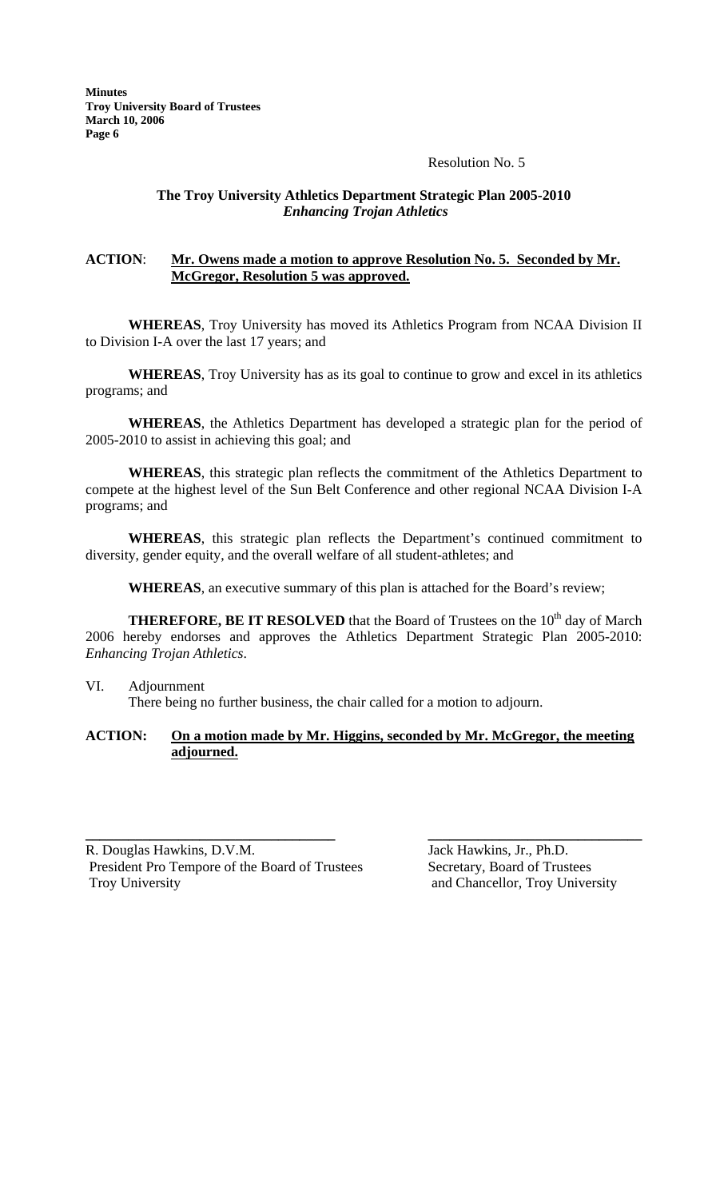Resolution No. 5

**The Troy University Athletics Department Strategic Plan 2005-2010**
***Enhancing Trojan Athletics***

**ACTION**: **Mr. Owens made a motion to approve Resolution No. 5. Seconded by Mr. McGregor, Resolution 5 was approved.**

**WHEREAS**, Troy University has moved its Athletics Program from NCAA Division II to Division I-A over the last 17 years; and

**WHEREAS**, Troy University has as its goal to continue to grow and excel in its athletics programs; and

**WHEREAS**, the Athletics Department has developed a strategic plan for the period of 2005-2010 to assist in achieving this goal; and

**WHEREAS**, this strategic plan reflects the commitment of the Athletics Department to compete at the highest level of the Sun Belt Conference and other regional NCAA Division I-A programs; and

**WHEREAS**, this strategic plan reflects the Department's continued commitment to diversity, gender equity, and the overall welfare of all student-athletes; and

**WHEREAS**, an executive summary of this plan is attached for the Board's review;

**THEREFORE, BE IT RESOLVED** that the Board of Trustees on the 10th day of March 2006 hereby endorses and approves the Athletics Department Strategic Plan 2005-2010: *Enhancing Trojan Athletics*.

VI. Adjournment

There being no further business, the chair called for a motion to adjourn.

**ACTION:** **On a motion made by Mr. Higgins, seconded by Mr. McGregor, the meeting adjourned.**

\_\_\_\_\_\_\_\_\_\_\_\_\_\_\_\_\_\_\_\_\_\_\_\_\_\_\_\_\_\_\_\_\_\_\_
R. Douglas Hawkins, D.V.M.
President Pro Tempore of the Board of Trustees
Troy University

\_\_\_\_\_\_\_\_\_\_\_\_\_\_\_\_\_\_\_\_\_\_\_\_\_\_\_\_\_\_\_\_\_\_\_
Jack Hawkins, Jr., Ph.D.
Secretary, Board of Trustees
and Chancellor, Troy University